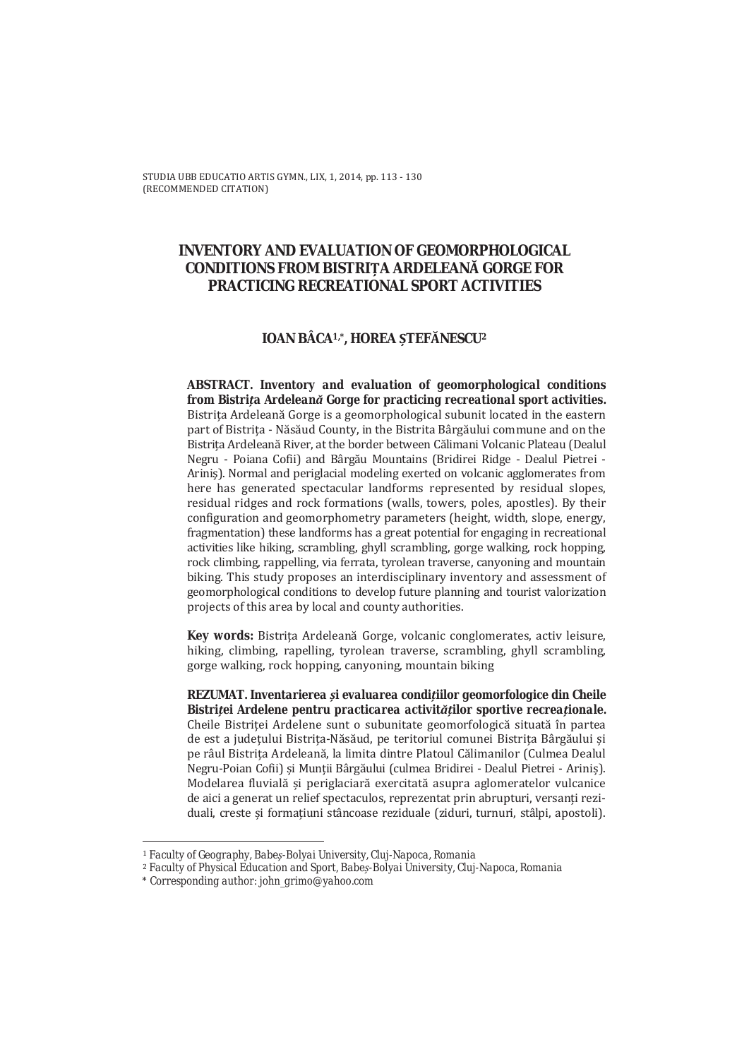STUDIA UBB EDUCATIO ARTIS GYMN., LIX, 1, 2014, pp. 113 - 130
(RECOMMENDED CITATION)

# INVENTORY AND EVALUATION OF GEOMORPHOLOGICAL CONDITIONS FROM BISTRIȚA ARDELEANĂ GORGE FOR PRACTICING RECREATIONAL SPORT ACTIVITIES

## IOAN BÂCA[1,*], HOREA ȘTEFĂNESCU[2]

**ABSTRACT. *Inventory and evaluation of geomorphological conditions from Bistrița Ardeleană Gorge for practicing recreational sport activities.*** Bistrița Ardeleană Gorge is a geomorphological subunit located in the eastern part of Bistrița - Năsăud County, in the Bistrita Bârgăului commune and on the Bistrița Ardeleană River, at the border between Călimani Volcanic Plateau (Dealul Negru - Poiana Cofii) and Bârgău Mountains (Bridirei Ridge - Dealul Pietrei - Ariniș). Normal and periglacial modeling exerted on volcanic agglomerates from here has generated spectacular landforms represented by residual slopes, residual ridges and rock formations (walls, towers, poles, apostles). By their configuration and geomorphometry parameters (height, width, slope, energy, fragmentation) these landforms has a great potential for engaging in recreational activities like hiking, scrambling, ghyll scrambling, gorge walking, rock hopping, rock climbing, rappelling, via ferrata, tyrolean traverse, canyoning and mountain biking. This study proposes an interdisciplinary inventory and assessment of geomorphological conditions to develop future planning and tourist valorization projects of this area by local and county authorities.

**Key words:** Bistrița Ardeleană Gorge, volcanic conglomerates, activ leisure, hiking, climbing, rapelling, tyrolean traverse, scrambling, ghyll scrambling, gorge walking, rock hopping, canyoning, mountain biking

**REZUMAT. *Inventarierea și evaluarea condițiilor geomorfologice din Cheile Bistriței Ardelene pentru practicarea activităților sportive recreaționale.*** Cheile Bistriței Ardelene sunt o subunitate geomorfologică situată în partea de est a județului Bistrița-Năsăud, pe teritoriul comunei Bistrița Bârgăului și pe râul Bistrița Ardeleană, la limita dintre Platoul Călimanilor (Culmea Dealul Negru-Poian Cofii) și Munții Bârgăului (culmea Bridirei - Dealul Pietrei - Ariniș). Modelarea fluvială și periglaciară exercitată asupra aglomeratelor vulcanice de aici a generat un relief spectaculos, reprezentat prin abrupturi, versanți reziduali, creste și formațiuni stâncoase reziduale (ziduri, turnuri, stâlpi, apostoli).

---

[1] Faculty of Geography, Babeș-Bolyai University, Cluj-Napoca, Romania

[2] Faculty of Physical Education and Sport, Babeș-Bolyai University, Cluj-Napoca, Romania

\* Corresponding author: john_grimo@yahoo.com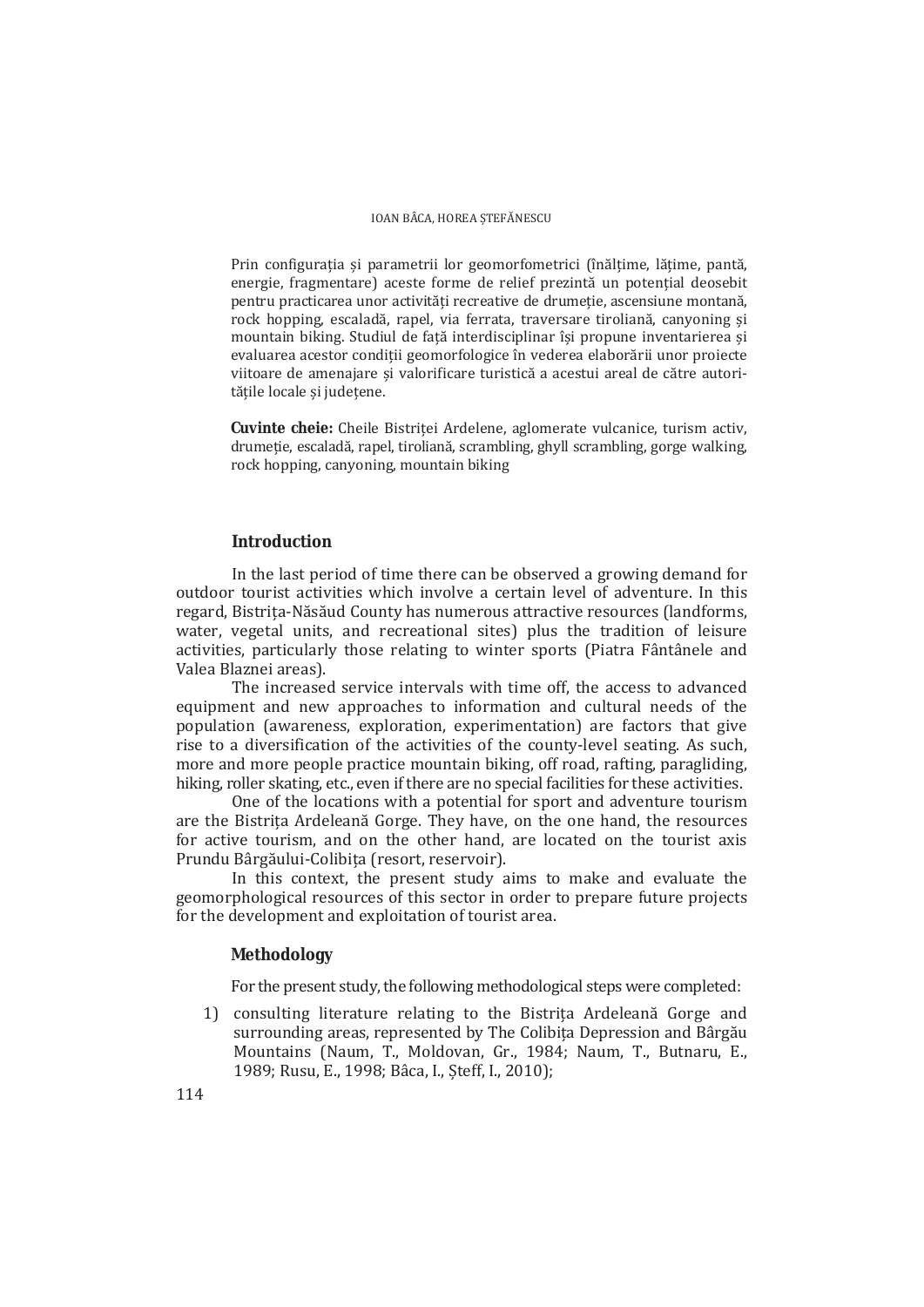Prin configurația și parametrii lor geomorfometrici (înălțime, lățime, pantă, energie, fragmentare) aceste forme de relief prezintă un potențial deosebit pentru practicarea unor activități recreative de drumeție, ascensiune montană, rock hopping, escaladă, rapel, via ferrata, traversare tiroliană, canyoning și mountain biking. Studiul de față interdisciplinar își propune inventarierea și evaluarea acestor condiții geomorfologice în vederea elaborării unor proiecte viitoare de amenajare și valorificare turistică a acestui areal de către autoritățile locale și județene.

**Cuvinte cheie:** Cheile Bistriței Ardelene, aglomerate vulcanice, turism activ, drumeție, escaladă, rapel, tiroliană, scrambling, ghyll scrambling, gorge walking, rock hopping, canyoning, mountain biking

## Introduction

In the last period of time there can be observed a growing demand for outdoor tourist activities which involve a certain level of adventure. In this regard, Bistrița-Năsăud County has numerous attractive resources (landforms, water, vegetal units, and recreational sites) plus the tradition of leisure activities, particularly those relating to winter sports (Piatra Fântânele and Valea Blaznei areas).

The increased service intervals with time off, the access to advanced equipment and new approaches to information and cultural needs of the population (awareness, exploration, experimentation) are factors that give rise to a diversification of the activities of the county-level seating. As such, more and more people practice mountain biking, off road, rafting, paragliding, hiking, roller skating, etc., even if there are no special facilities for these activities.

One of the locations with a potential for sport and adventure tourism are the Bistrița Ardeleană Gorge. They have, on the one hand, the resources for active tourism, and on the other hand, are located on the tourist axis Prundu Bârgăului-Colibița (resort, reservoir).

In this context, the present study aims to make and evaluate the geomorphological resources of this sector in order to prepare future projects for the development and exploitation of tourist area.

## Methodology

For the present study, the following methodological steps were completed:

1) consulting literature relating to the Bistrița Ardeleană Gorge and surrounding areas, represented by The Colibița Depression and Bârgău Mountains (Naum, T., Moldovan, Gr., 1984; Naum, T., Butnaru, E., 1989; Rusu, E., 1998; Bâca, I., Șteff, I., 2010);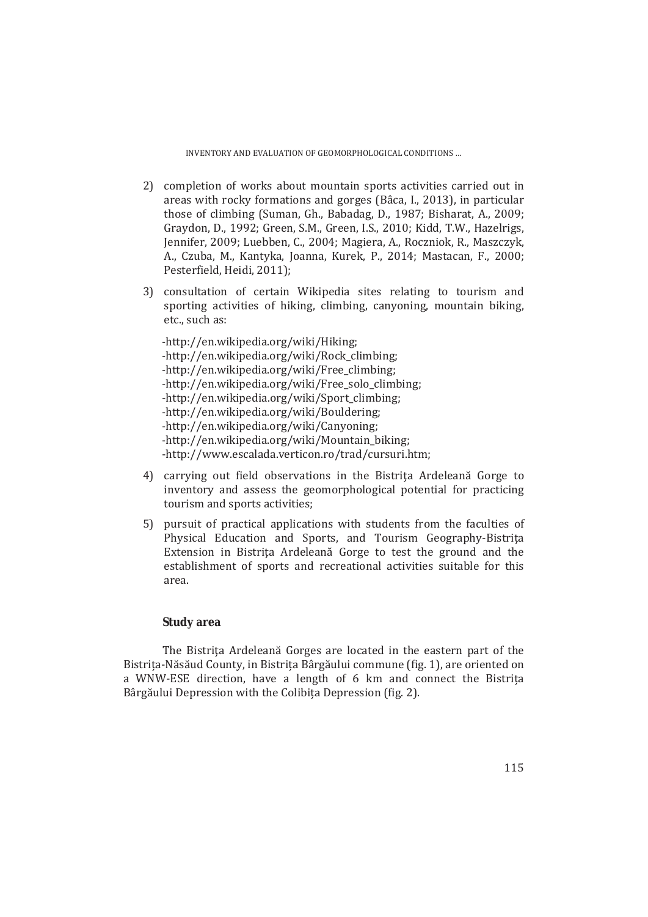2) completion of works about mountain sports activities carried out in areas with rocky formations and gorges (Bâca, I., 2013), in particular those of climbing (Suman, Gh., Babadag, D., 1987; Bisharat, A., 2009; Graydon, D., 1992; Green, S.M., Green, I.S., 2010; Kidd, T.W., Hazelrigs, Jennifer, 2009; Luebben, C., 2004; Magiera, A., Roczniok, R., Maszczyk, A., Czuba, M., Kantyka, Joanna, Kurek, P., 2014; Mastacan, F., 2000; Pesterfield, Heidi, 2011);

3) consultation of certain Wikipedia sites relating to tourism and sporting activities of hiking, climbing, canyoning, mountain biking, etc., such as:

   -http://en.wikipedia.org/wiki/Hiking;
   -http://en.wikipedia.org/wiki/Rock_climbing;
   -http://en.wikipedia.org/wiki/Free_climbing;
   -http://en.wikipedia.org/wiki/Free_solo_climbing;
   -http://en.wikipedia.org/wiki/Sport_climbing;
   -http://en.wikipedia.org/wiki/Bouldering;
   -http://en.wikipedia.org/wiki/Canyoning;
   -http://en.wikipedia.org/wiki/Mountain_biking;
   -http://www.escalada.verticon.ro/trad/cursuri.htm;

4) carrying out field observations in the Bistriţa Ardeleană Gorge to inventory and assess the geomorphological potential for practicing tourism and sports activities;

5) pursuit of practical applications with students from the faculties of Physical Education and Sports, and Tourism Geography-Bistriţa Extension in Bistriţa Ardeleană Gorge to test the ground and the establishment of sports and recreational activities suitable for this area.

## Study area

The Bistriţa Ardeleană Gorges are located in the eastern part of the Bistriţa-Năsăud County, in Bistriţa Bârgăului commune (fig. 1), are oriented on a WNW-ESE direction, have a length of 6 km and connect the Bistriţa Bârgăului Depression with the Colibiţa Depression (fig. 2).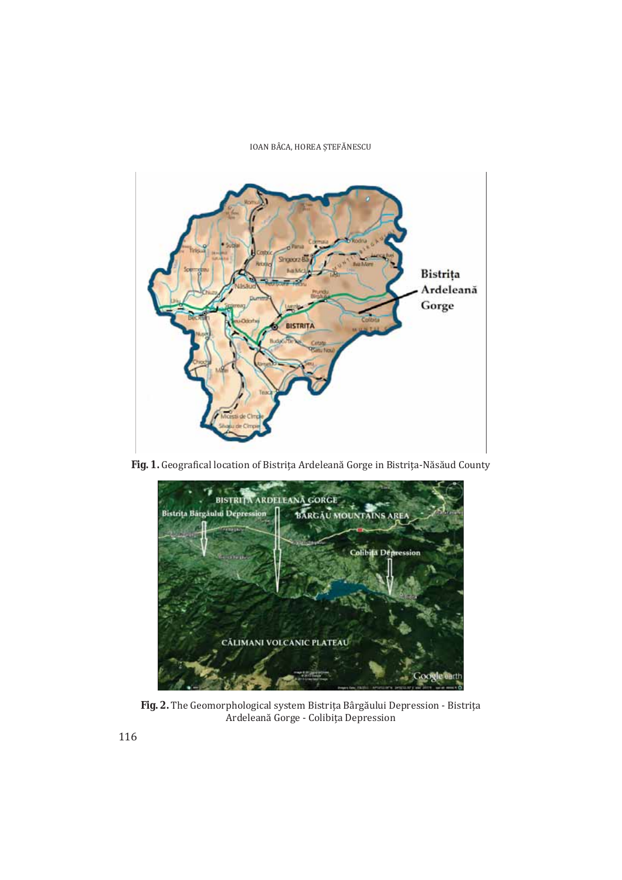**Fig. 1.** Geografical location of Bistrița Ardeleană Gorge in Bistrița-Năsăud County

**Fig. 2.** The Geomorphological system Bistrița Bârgăului Depression - Bistrița Ardeleană Gorge - Colibița Depression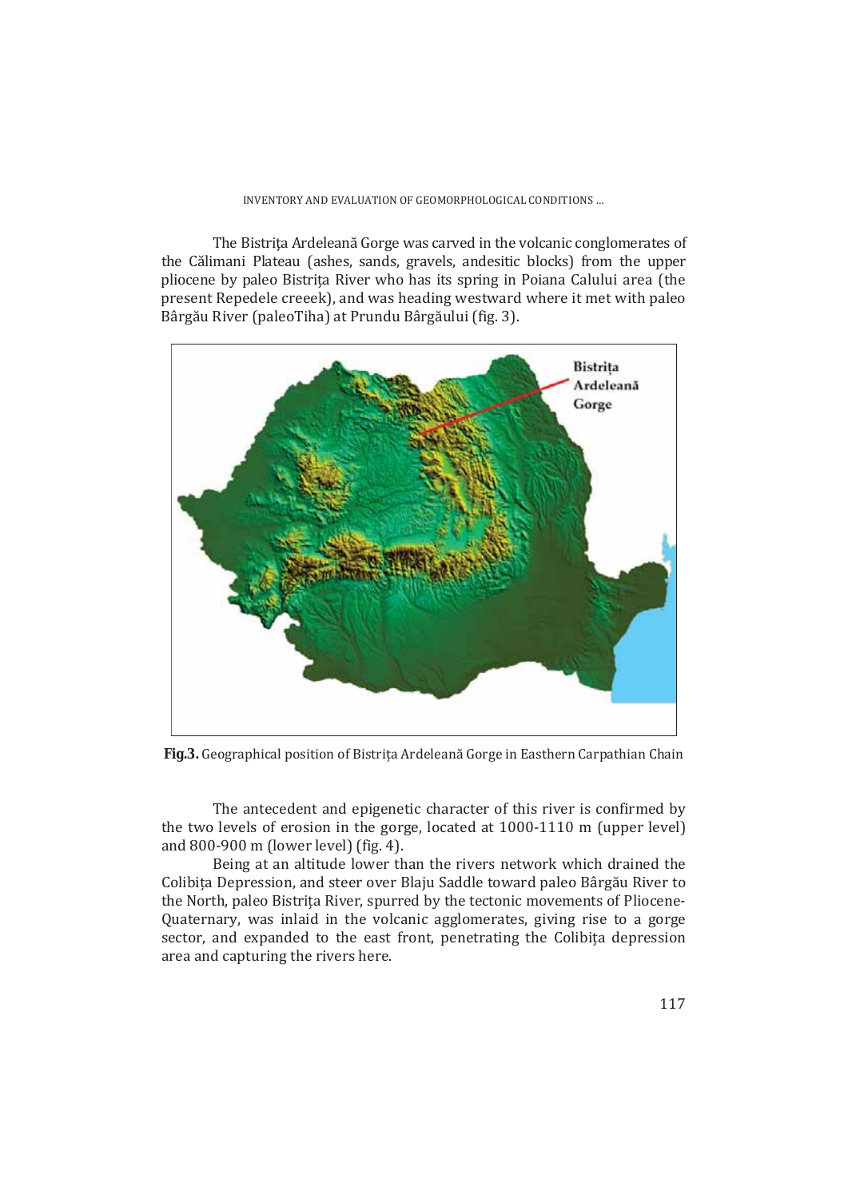The Bistrița Ardeleană Gorge was carved in the volcanic conglomerates of the Călimani Plateau (ashes, sands, gravels, andesitic blocks) from the upper pliocene by paleo Bistrița River who has its spring in Poiana Calului area (the present Repedele creeek), and was heading westward where it met with paleo Bârgău River (paleoTiha) at Prundu Bârgăului (fig. 3).

**Fig.3.** Geographical position of Bistrița Ardeleană Gorge in Easthern Carpathian Chain

The antecedent and epigenetic character of this river is confirmed by the two levels of erosion in the gorge, located at 1000-1110 m (upper level) and 800-900 m (lower level) (fig. 4).

Being at an altitude lower than the rivers network which drained the Colibița Depression, and steer over Blaju Saddle toward paleo Bârgău River to the North, paleo Bistrița River, spurred by the tectonic movements of Pliocene-Quaternary, was inlaid in the volcanic agglomerates, giving rise to a gorge sector, and expanded to the east front, penetrating the Colibița depression area and capturing the rivers here.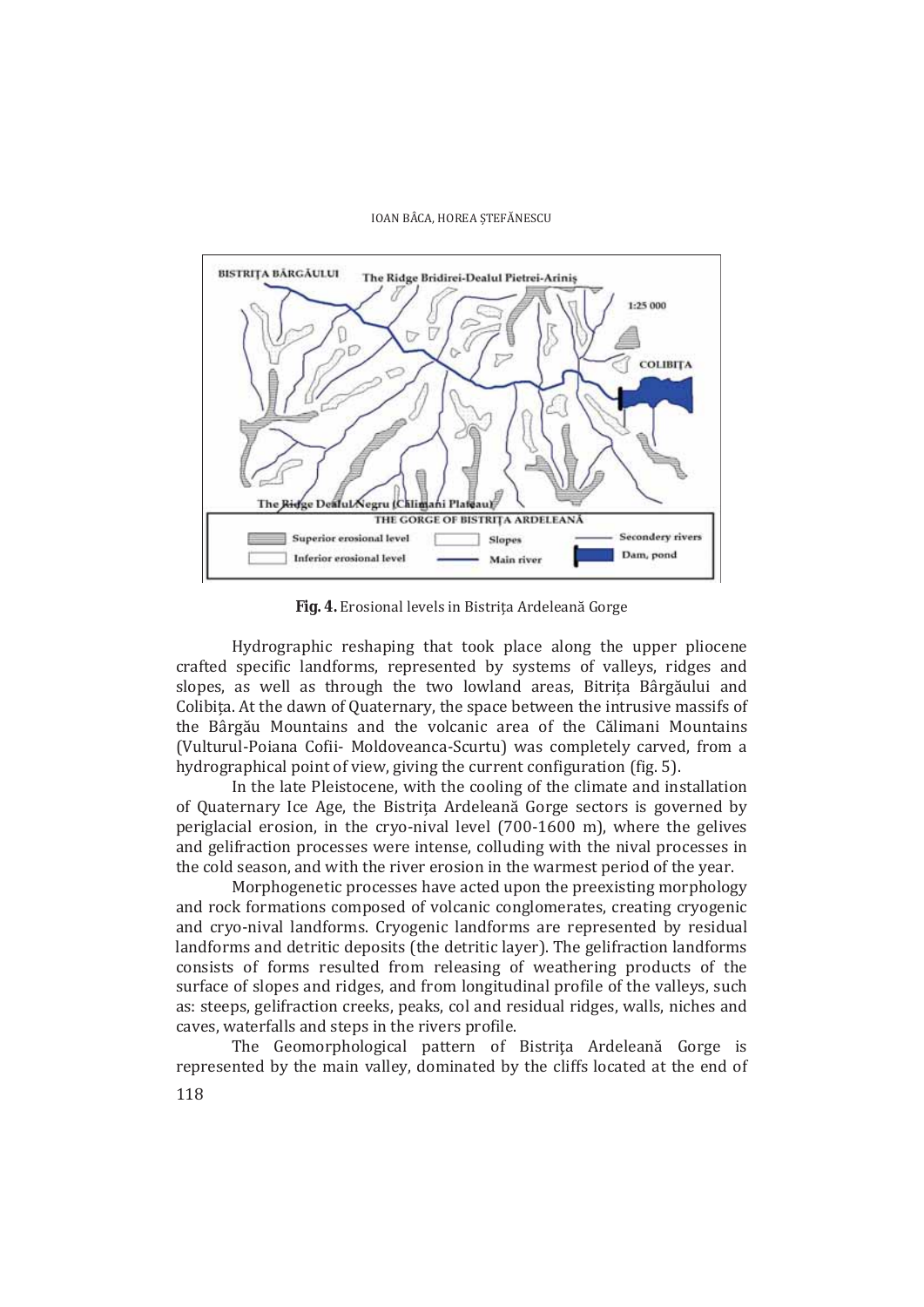**Fig. 4.** Erosional levels in Bistrița Ardeleană Gorge

Hydrographic reshaping that took place along the upper pliocene crafted specific landforms, represented by systems of valleys, ridges and slopes, as well as through the two lowland areas, Bitrița Bârgăului and Colibița. At the dawn of Quaternary, the space between the intrusive massifs of the Bârgău Mountains and the volcanic area of the Călimani Mountains (Vulturul-Poiana Cofii- Moldoveanca-Scurtu) was completely carved, from a hydrographical point of view, giving the current configuration (fig. 5).

In the late Pleistocene, with the cooling of the climate and installation of Quaternary Ice Age, the Bistrița Ardeleană Gorge sectors is governed by periglacial erosion, in the cryo-nival level (700-1600 m), where the gelives and gelifraction processes were intense, colluding with the nival processes in the cold season, and with the river erosion in the warmest period of the year.

Morphogenetic processes have acted upon the preexisting morphology and rock formations composed of volcanic conglomerates, creating cryogenic and cryo-nival landforms. Cryogenic landforms are represented by residual landforms and detritic deposits (the detritic layer). The gelifraction landforms consists of forms resulted from releasing of weathering products of the surface of slopes and ridges, and from longitudinal profile of the valleys, such as: steeps, gelifraction creeks, peaks, col and residual ridges, walls, niches and caves, waterfalls and steps in the rivers profile.

The Geomorphological pattern of Bistrița Ardeleană Gorge is represented by the main valley, dominated by the cliffs located at the end of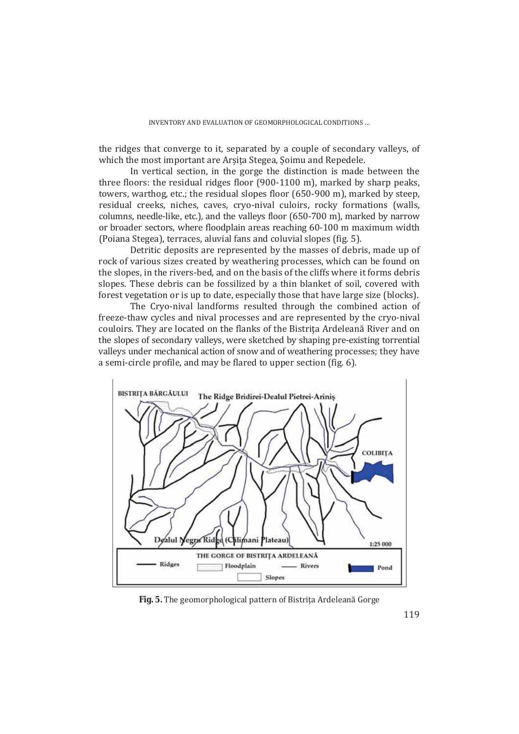the ridges that converge to it, separated by a couple of secondary valleys, of which the most important are Arșița Stegea, Șoimu and Repedele.

In vertical section, in the gorge the distinction is made between the three floors: the residual ridges floor (900-1100 m), marked by sharp peaks, towers, warthog, etc.; the residual slopes floor (650-900 m), marked by steep, residual creeks, niches, caves, cryo-nival culoirs, rocky formations (walls, columns, needle-like, etc.), and the valleys floor (650-700 m), marked by narrow or broader sectors, where floodplain areas reaching 60-100 m maximum width (Poiana Stegea), terraces, aluvial fans and coluvial slopes (fig. 5).

Detritic deposits are represented by the masses of debris, made up of rock of various sizes created by weathering processes, which can be found on the slopes, in the rivers-bed, and on the basis of the cliffs where it forms debris slopes. These debris can be fossilized by a thin blanket of soil, covered with forest vegetation or is up to date, especially those that have large size (blocks).

The Cryo-nival landforms resulted through the combined action of freeze-thaw cycles and nival processes and are represented by the cryo-nival couloirs. They are located on the flanks of the Bistrița Ardeleană River and on the slopes of secondary valleys, were sketched by shaping pre-existing torrential valleys under mechanical action of snow and of weathering processes; they have a semi-circle profile, and may be flared to upper section (fig. 6).

**Fig. 5.** The geomorphological pattern of Bistrița Ardeleană Gorge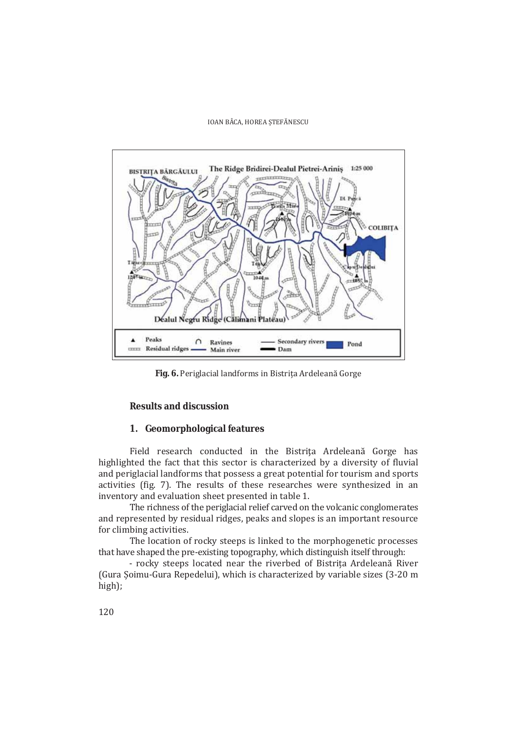**Fig. 6.** Periglacial landforms in Bistrița Ardeleană Gorge

## Results and discussion

### 1. Geomorphological features

Field research conducted in the Bistrița Ardeleană Gorge has highlighted the fact that this sector is characterized by a diversity of fluvial and periglacial landforms that possess a great potential for tourism and sports activities (fig. 7). The results of these researches were synthesized in an inventory and evaluation sheet presented in table 1.

The richness of the periglacial relief carved on the volcanic conglomerates and represented by residual ridges, peaks and slopes is an important resource for climbing activities.

The location of rocky steeps is linked to the morphogenetic processes that have shaped the pre-existing topography, which distinguish itself through:

- rocky steeps located near the riverbed of Bistrița Ardeleană River (Gura Șoimu-Gura Repedelui), which is characterized by variable sizes (3-20 m high);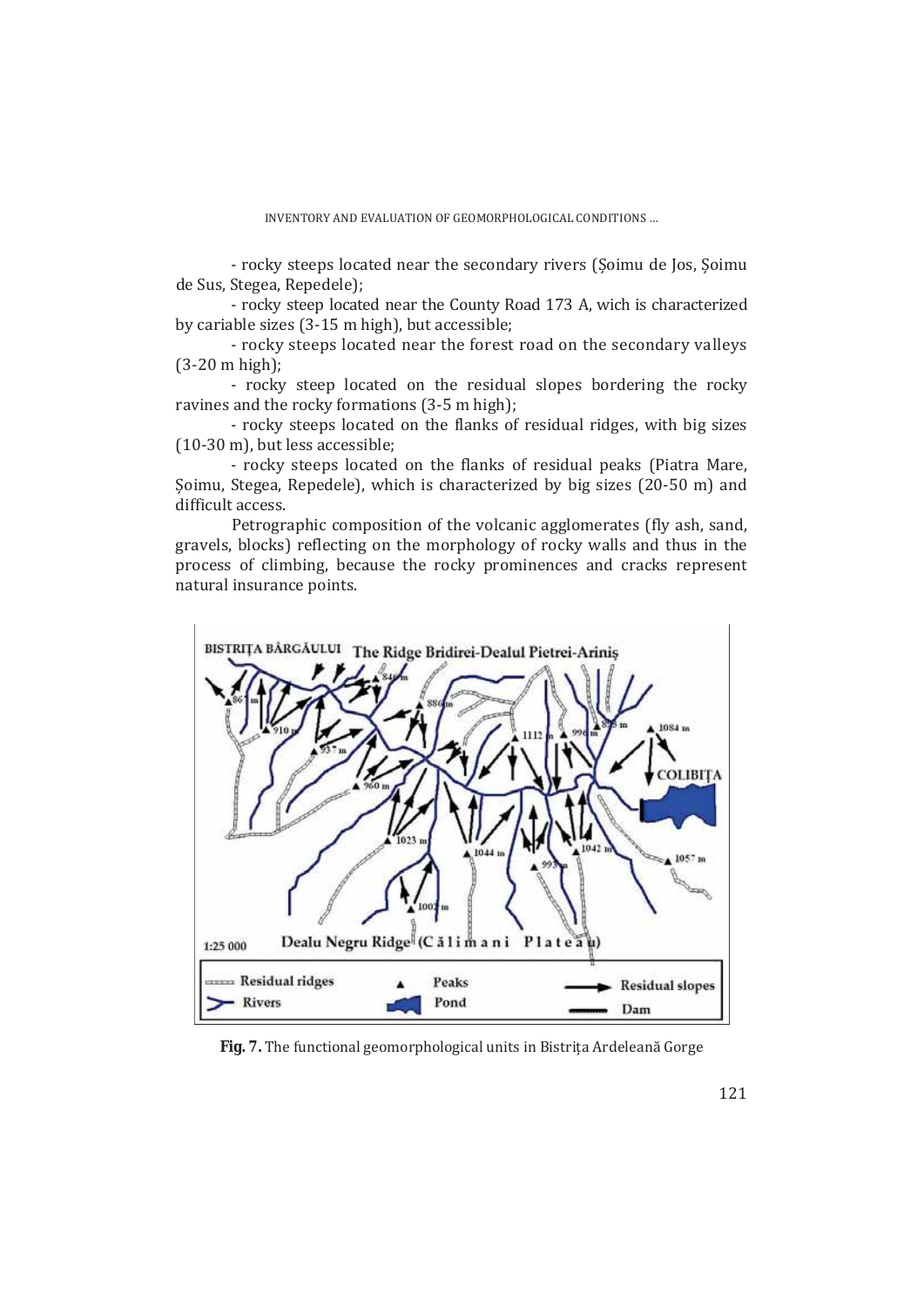- rocky steeps located near the secondary rivers (Șoimu de Jos, Șoimu de Sus, Stegea, Repedele);

- rocky steep located near the County Road 173 A, wich is characterized by cariable sizes (3-15 m high), but accessible;

- rocky steeps located near the forest road on the secondary valleys (3-20 m high);

- rocky steep located on the residual slopes bordering the rocky ravines and the rocky formations (3-5 m high);

- rocky steeps located on the flanks of residual ridges, with big sizes (10-30 m), but less accessible;

- rocky steeps located on the flanks of residual peaks (Piatra Mare, Șoimu, Stegea, Repedele), which is characterized by big sizes (20-50 m) and difficult access.

Petrographic composition of the volcanic agglomerates (fly ash, sand, gravels, blocks) reflecting on the morphology of rocky walls and thus in the process of climbing, because the rocky prominences and cracks represent natural insurance points.

**Fig. 7.** The functional geomorphological units in Bistrița Ardeleană Gorge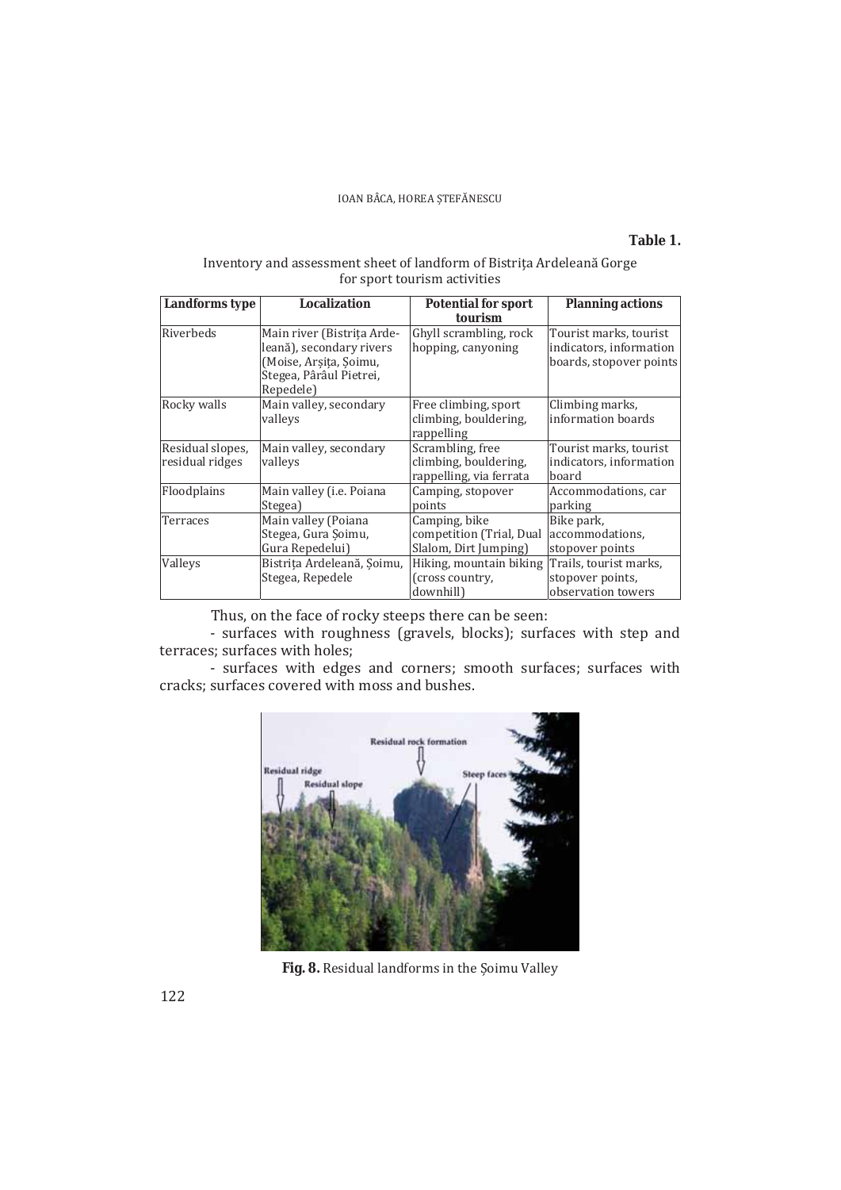**Table 1.**

Inventory and assessment sheet of landform of Bistrița Ardeleană Gorge for sport tourism activities

| Landforms type | Localization | Potential for sport tourism | Planning actions |
|---|---|---|---|
| Riverbeds | Main river (Bistrița Ardeleană), secondary rivers (Moise, Arșița, Șoimu, Stegea, Pârâul Pietrei, Repedele) | Ghyll scrambling, rock hopping, canyoning | Tourist marks, tourist indicators, information boards, stopover points |
| Rocky walls | Main valley, secondary valleys | Free climbing, sport climbing, bouldering, rappelling | Climbing marks, information boards |
| Residual slopes, residual ridges | Main valley, secondary valleys | Scrambling, free climbing, bouldering, rappelling, via ferrata | Tourist marks, tourist indicators, information board |
| Floodplains | Main valley (i.e. Poiana Stegea) | Camping, stopover points | Accommodations, car parking |
| Terraces | Main valley (Poiana Stegea, Gura Șoimu, Gura Repedelui) | Camping, bike competition (Trial, Dual Slalom, Dirt Jumping) | Bike park, accommodations, stopover points |
| Valleys | Bistrița Ardeleană, Șoimu, Stegea, Repedele | Hiking, mountain biking (cross country, downhill) | Trails, tourist marks, stopover points, observation towers |

Thus, on the face of rocky steeps there can be seen:

- surfaces with roughness (gravels, blocks); surfaces with step and terraces; surfaces with holes;

- surfaces with edges and corners; smooth surfaces; surfaces with cracks; surfaces covered with moss and bushes.

**Fig. 8.** Residual landforms in the Șoimu Valley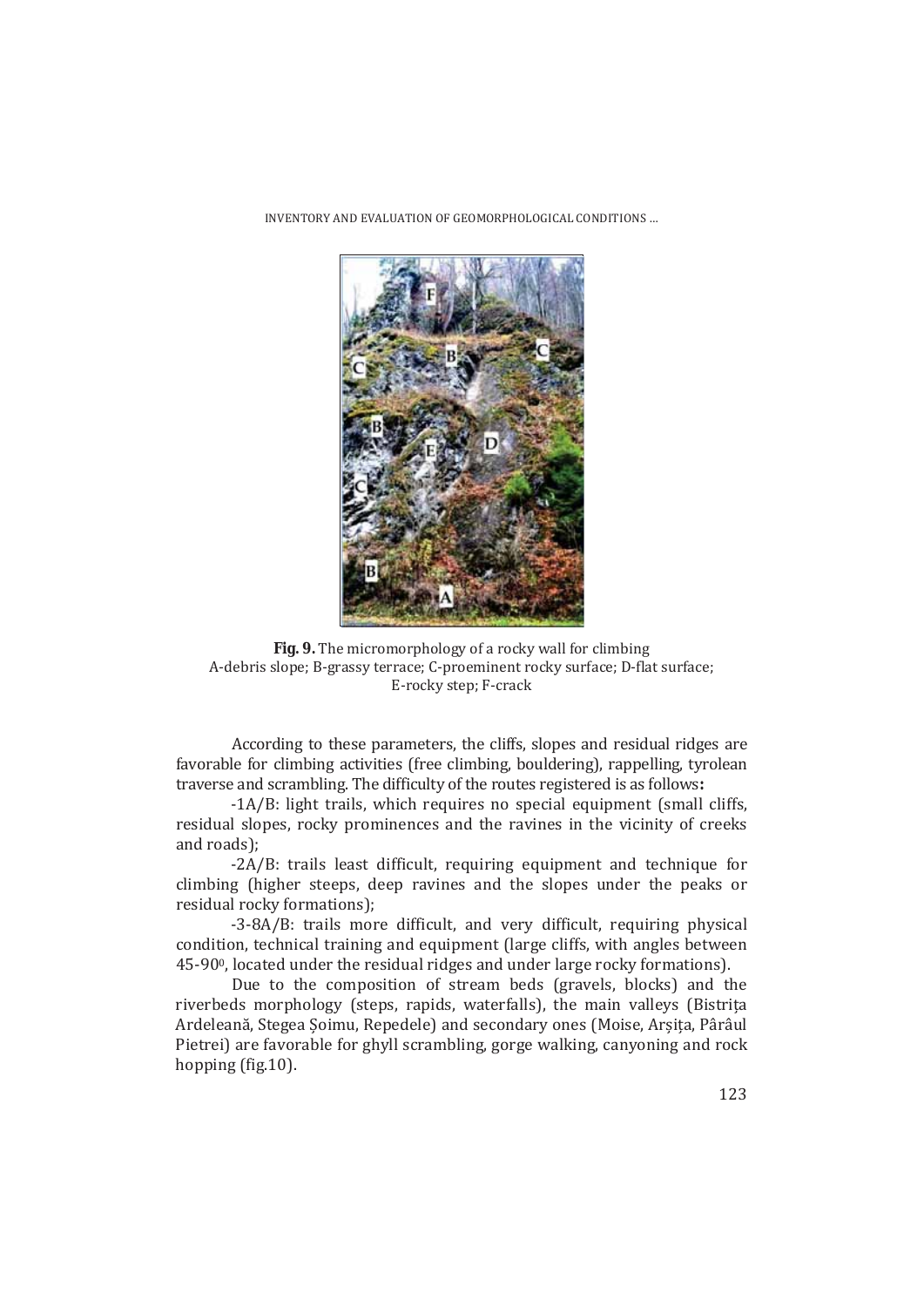**Fig. 9.** The micromorphology of a rocky wall for climbing
A-debris slope; B-grassy terrace; C-proeminent rocky surface; D-flat surface; E-rocky step; F-crack

According to these parameters, the cliffs, slopes and residual ridges are favorable for climbing activities (free climbing, bouldering), rappelling, tyrolean traverse and scrambling. The difficulty of the routes registered is as follows**:**

-1A/B: light trails, which requires no special equipment (small cliffs, residual slopes, rocky prominences and the ravines in the vicinity of creeks and roads);

-2A/B: trails least difficult, requiring equipment and technique for climbing (higher steeps, deep ravines and the slopes under the peaks or residual rocky formations);

-3-8A/B: trails more difficult, and very difficult, requiring physical condition, technical training and equipment (large cliffs, with angles between 45-90$^{0}$, located under the residual ridges and under large rocky formations).

Due to the composition of stream beds (gravels, blocks) and the riverbeds morphology (steps, rapids, waterfalls), the main valleys (Bistrița Ardeleană, Stegea Șoimu, Repedele) and secondary ones (Moise, Arșița, Pârâul Pietrei) are favorable for ghyll scrambling, gorge walking, canyoning and rock hopping (fig.10).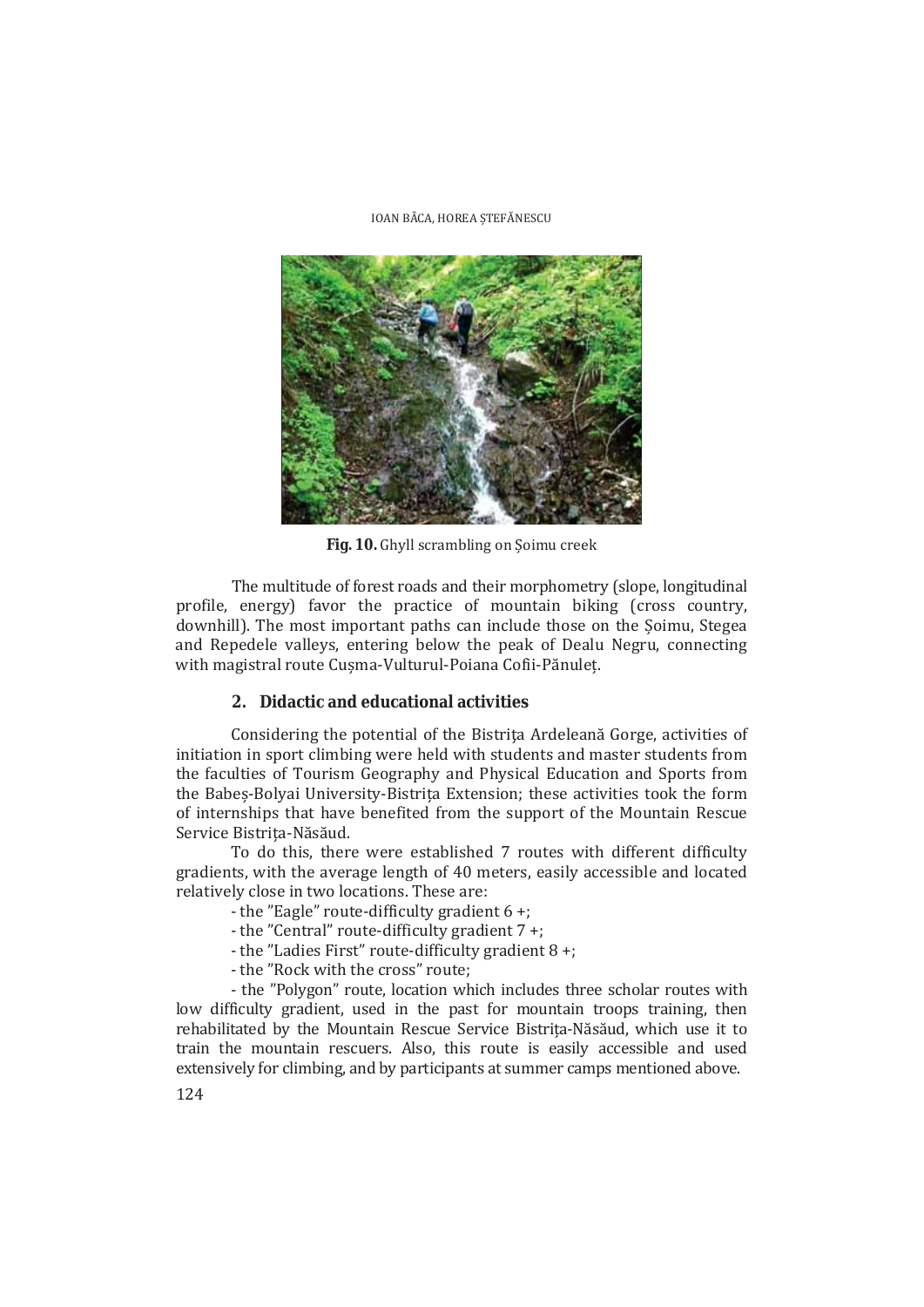**Fig. 10.** Ghyll scrambling on Șoimu creek

The multitude of forest roads and their morphometry (slope, longitudinal profile, energy) favor the practice of mountain biking (cross country, downhill). The most important paths can include those on the Șoimu, Stegea and Repedele valleys, entering below the peak of Dealu Negru, connecting with magistral route Cușma-Vulturul-Poiana Cofii-Pănuleț.

## 2. Didactic and educational activities

Considering the potential of the Bistrița Ardeleană Gorge, activities of initiation in sport climbing were held with students and master students from the faculties of Tourism Geography and Physical Education and Sports from the Babeș-Bolyai University-Bistrița Extension; these activities took the form of internships that have benefited from the support of the Mountain Rescue Service Bistrița-Năsăud.

To do this, there were established 7 routes with different difficulty gradients, with the average length of 40 meters, easily accessible and located relatively close in two locations. These are:

- the ”Eagle” route-difficulty gradient 6 +;
- the ”Central” route-difficulty gradient 7 +;
- the ”Ladies First” route-difficulty gradient 8 +;
- the ”Rock with the cross” route;
- the ”Polygon” route, location which includes three scholar routes with low difficulty gradient, used in the past for mountain troops training, then rehabilitated by the Mountain Rescue Service Bistrița-Năsăud, which use it to train the mountain rescuers. Also, this route is easily accessible and used extensively for climbing, and by participants at summer camps mentioned above.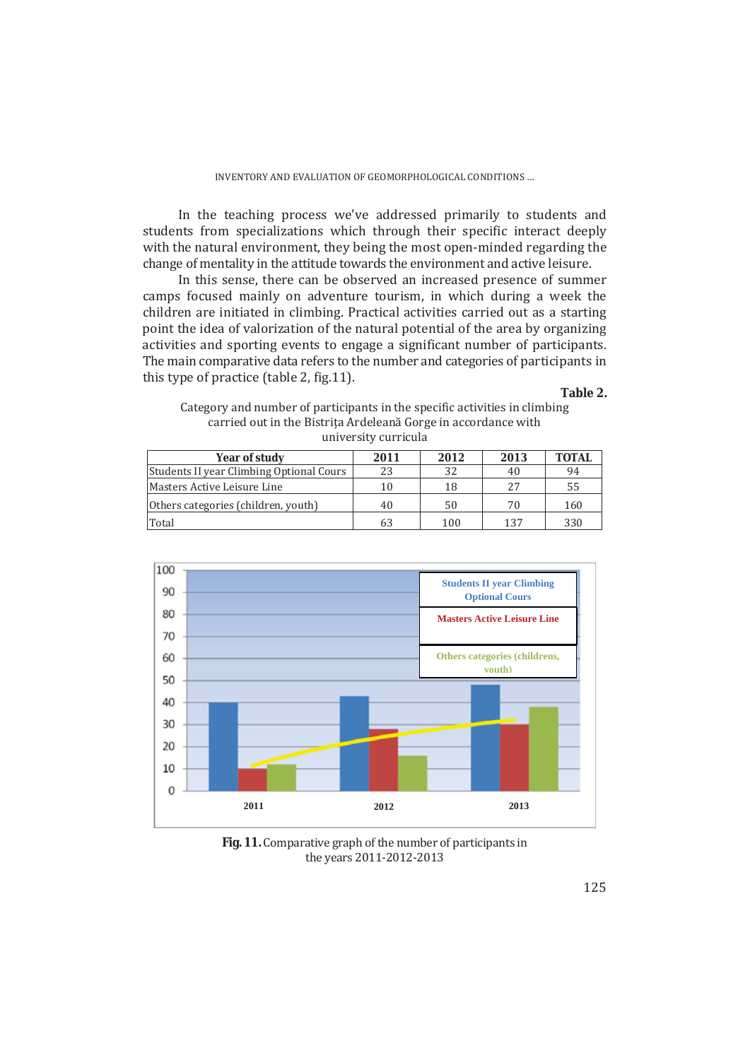In the teaching process we've addressed primarily to students and students from specializations which through their specific interact deeply with the natural environment, they being the most open-minded regarding the change of mentality in the attitude towards the environment and active leisure.

In this sense, there can be observed an increased presence of summer camps focused mainly on adventure tourism, in which during a week the children are initiated in climbing. Practical activities carried out as a starting point the idea of valorization of the natural potential of the area by organizing activities and sporting events to engage a significant number of participants. The main comparative data refers to the number and categories of participants in this type of practice (table 2, fig.11).

**Table 2.**

Category and number of participants in the specific activities in climbing carried out in the Bistrița Ardeleană Gorge in accordance with university curricula

| Year of study | 2011 | 2012 | 2013 | TOTAL |
|---|---|---|---|---|
| Students II year Climbing Optional Cours | 23 | 32 | 40 | 94 |
| Masters Active Leisure Line | 10 | 18 | 27 | 55 |
| Others categories (children, youth) | 40 | 50 | 70 | 160 |
| Total | 63 | 100 | 137 | 330 |

**Fig. 11.** Comparative graph of the number of participants in the years 2011-2012-2013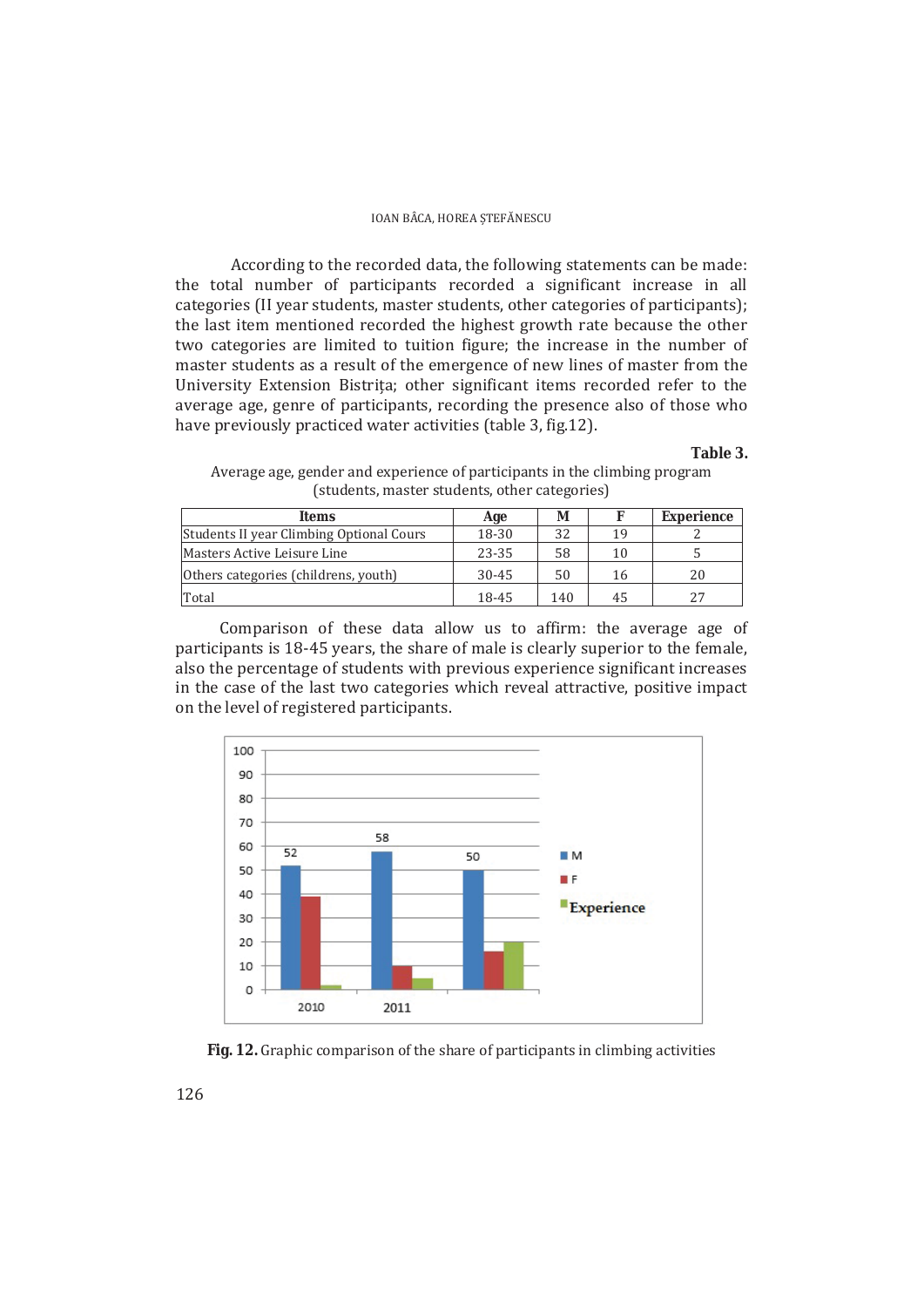According to the recorded data, the following statements can be made: the total number of participants recorded a significant increase in all categories (II year students, master students, other categories of participants); the last item mentioned recorded the highest growth rate because the other two categories are limited to tuition figure; the increase in the number of master students as a result of the emergence of new lines of master from the University Extension Bistrița; other significant items recorded refer to the average age, genre of participants, recording the presence also of those who have previously practiced water activities (table 3, fig.12).

**Table 3.**

Average age, gender and experience of participants in the climbing program (students, master students, other categories)

| Items | Age | M | F | Experience |
|---|---|---|---|---|
| Students II year Climbing Optional Cours | 18-30 | 32 | 19 | 2 |
| Masters Active Leisure Line | 23-35 | 58 | 10 | 5 |
| Others categories (childrens, youth) | 30-45 | 50 | 16 | 20 |
| Total | 18-45 | 140 | 45 | 27 |

Comparison of these data allow us to affirm: the average age of participants is 18-45 years, the share of male is clearly superior to the female, also the percentage of students with previous experience significant increases in the case of the last two categories which reveal attractive, positive impact on the level of registered participants.

**Fig. 12.** Graphic comparison of the share of participants in climbing activities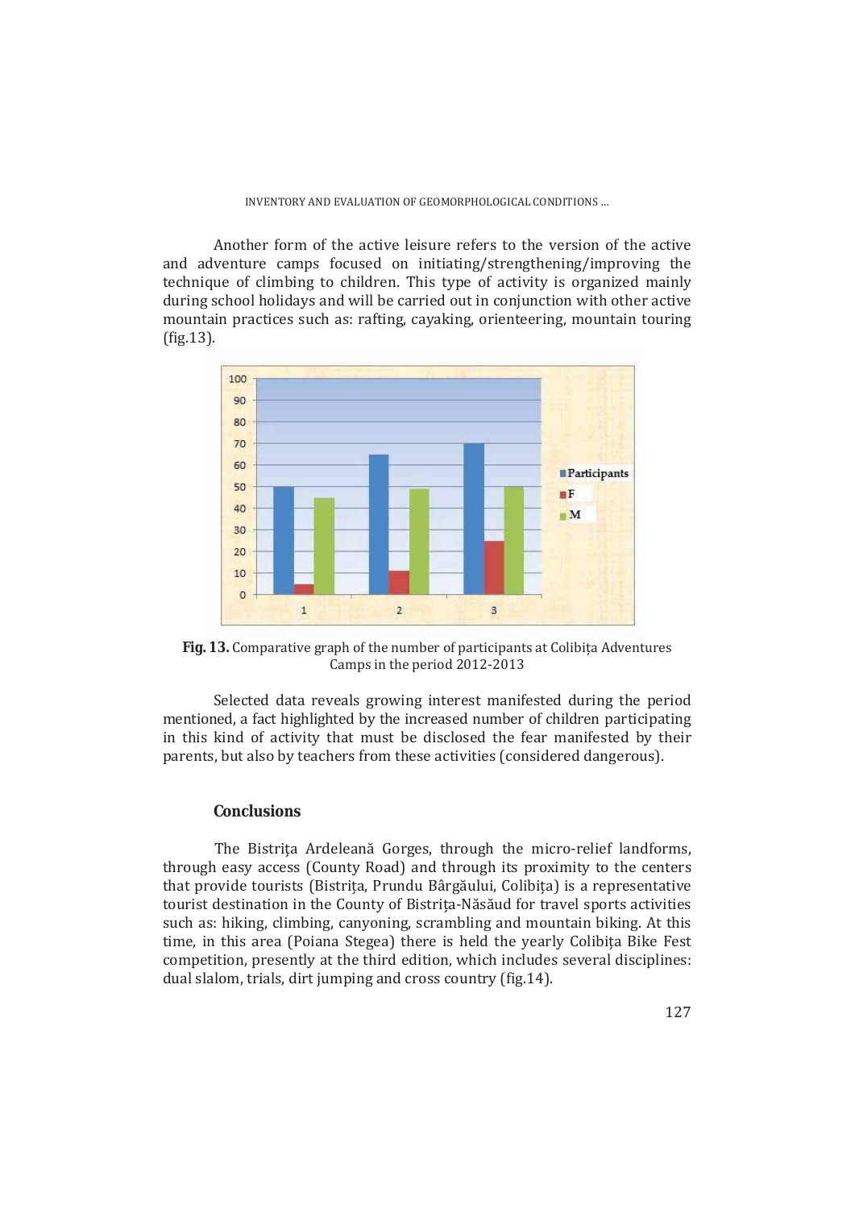Another form of the active leisure refers to the version of the active and adventure camps focused on initiating/strengthening/improving the technique of climbing to children. This type of activity is organized mainly during school holidays and will be carried out in conjunction with other active mountain practices such as: rafting, cayaking, orienteering, mountain touring (fig.13).

**Fig. 13.** Comparative graph of the number of participants at Colibița Adventures Camps in the period 2012-2013

Selected data reveals growing interest manifested during the period mentioned, a fact highlighted by the increased number of children participating in this kind of activity that must be disclosed the fear manifested by their parents, but also by teachers from these activities (considered dangerous).

## Conclusions

The Bistrița Ardeleană Gorges, through the micro-relief landforms, through easy access (County Road) and through its proximity to the centers that provide tourists (Bistrița, Prundu Bârgăului, Colibița) is a representative tourist destination in the County of Bistrița-Năsăud for travel sports activities such as: hiking, climbing, canyoning, scrambling and mountain biking. At this time, in this area (Poiana Stegea) there is held the yearly Colibița Bike Fest competition, presently at the third edition, which includes several disciplines: dual slalom, trials, dirt jumping and cross country (fig.14).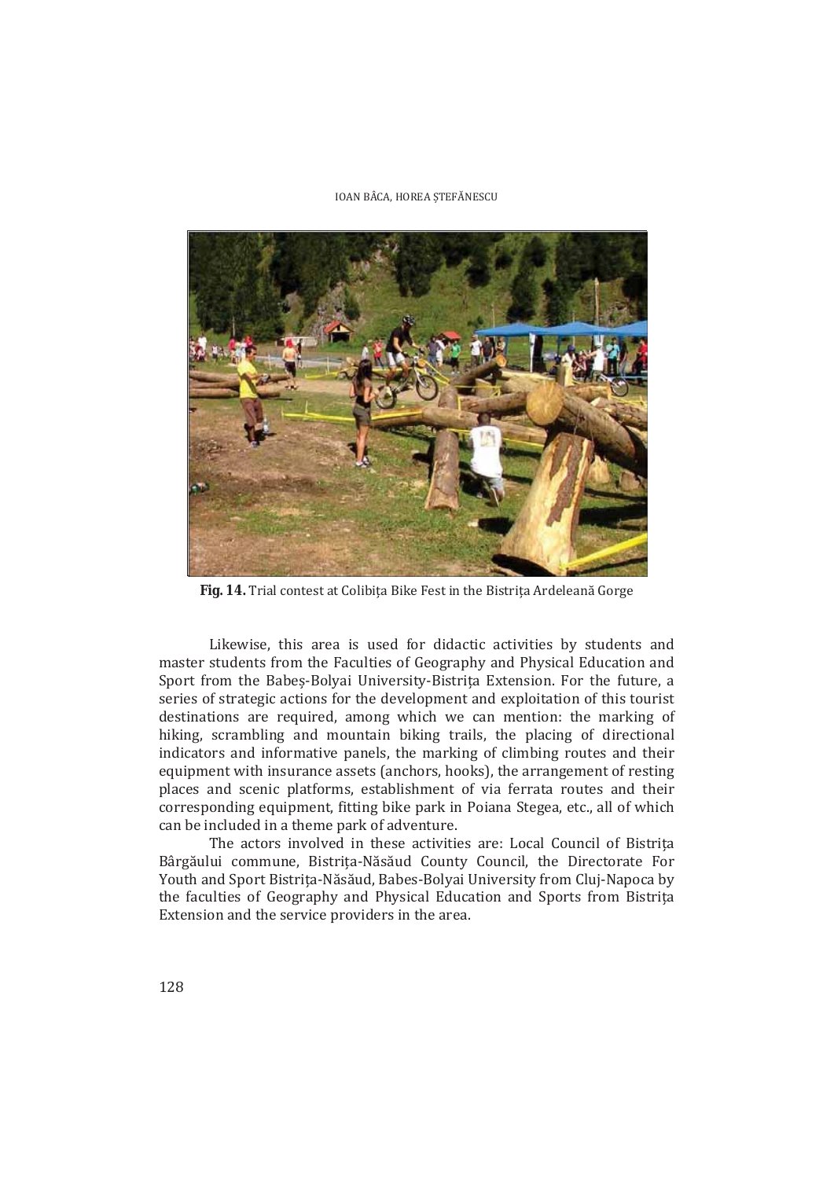**Fig. 14.** Trial contest at Colibița Bike Fest in the Bistrița Ardeleană Gorge

Likewise, this area is used for didactic activities by students and master students from the Faculties of Geography and Physical Education and Sport from the Babeș-Bolyai University-Bistrița Extension. For the future, a series of strategic actions for the development and exploitation of this tourist destinations are required, among which we can mention: the marking of hiking, scrambling and mountain biking trails, the placing of directional indicators and informative panels, the marking of climbing routes and their equipment with insurance assets (anchors, hooks), the arrangement of resting places and scenic platforms, establishment of via ferrata routes and their corresponding equipment, fitting bike park in Poiana Stegea, etc., all of which can be included in a theme park of adventure.

The actors involved in these activities are: Local Council of Bistrița Bârgăului commune, Bistrița-Năsăud County Council, the Directorate For Youth and Sport Bistrița-Năsăud, Babes-Bolyai University from Cluj-Napoca by the faculties of Geography and Physical Education and Sports from Bistrița Extension and the service providers in the area.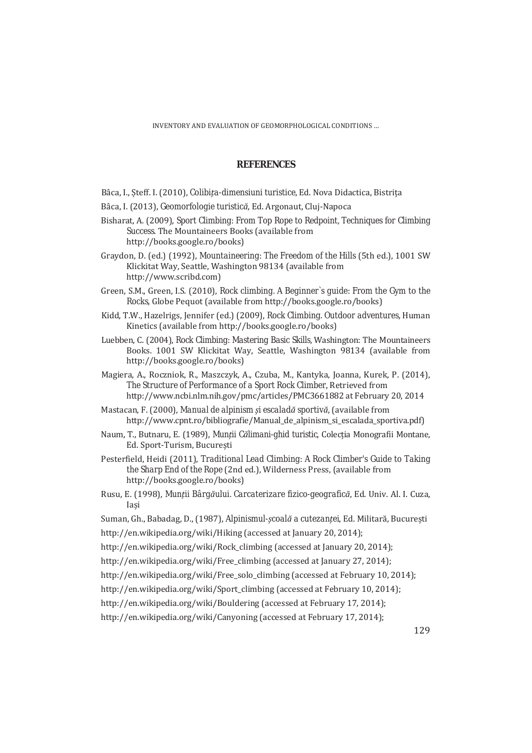## REFERENCES

Bâca, I., Ştеff. I. (2010), *Colibiţa-dimensiuni turistice*, Ed. Nova Didactica, Bistriţa

Bâca, I. (2013), *Geomorfologie turistică*, Ed. Argonaut, Cluj-Napoca

Bisharat, A. (2009), *Sport Climbing: From Top Rope to Redpoint, Techniques for Climbing Success*. The Mountaineers Books (available from http://books.google.ro/books)

Graydon, D. (ed.) (1992), *Mountaineering: The Freedom of the Hills* (5th ed.), 1001 SW Klickitat Way, Seattle, Washington 98134 (available from http://www.scribd.com)

Green, S.M., Green, I.S. (2010), *Rock climbing. A Beginner`s guide: From the Gym to the Rocks*, Globe Pequot (available from http://books.google.ro/books)

Kidd, T.W., Hazelrigs, Jennifer (ed.) (2009), *Rock Climbing. Outdoor adventures*, Human Kinetics (available from http://books.google.ro/books)

Luebben, C. (2004), *Rock Climbing: Mastering Basic Skills*, Washington: The Mountaineers Books. 1001 SW Klickitat Way, Seattle, Washington 98134 (available from http://books.google.ro/books)

Magiera, A., Roczniok, R., Maszczyk, A., Czuba, M., Kantyka, Joanna, Kurek, P. (2014), *The Structure of Performance of a Sport Rock Climber*, Retrieved from http://www.ncbi.nlm.nih.gov/pmc/articles/PMC3661882 at February 20, 2014

Mastacan, F. (2000), *Manual de alpinism şi escaladă sportivă*, (available from http://www.cpnt.ro/bibliografie/Manual_de_alpinism_si_escalada_sportiva.pdf)

Naum, T., Butnaru, E. (1989), *Munţii Călimani-ghid turistic*, Colecţia Monografii Montane, Ed. Sport-Turism, Bucureşti

Pesterfield, Heidi (2011), *Traditional Lead Climbing: A Rock Climber's Guide to Taking the Sharp End of the Rope* (2nd ed.), Wilderness Press, (available from http://books.google.ro/books)

Rusu, E. (1998), *Munţii Bârgăului. Carcaterizare fizico-geografică*, Ed. Univ. Al. I. Cuza, Iaşi

Suman, Gh., Babadag, D., (1987), *Alpinismul-şcoală a cutezanţei*, Ed. Militară, Bucureşti

http://en.wikipedia.org/wiki/Hiking (accessed at January 20, 2014);

http://en.wikipedia.org/wiki/Rock_climbing (accessed at January 20, 2014);

http://en.wikipedia.org/wiki/Free_climbing (accessed at January 27, 2014);

http://en.wikipedia.org/wiki/Free_solo_climbing (accessed at February 10, 2014);

http://en.wikipedia.org/wiki/Sport_climbing (accessed at February 10, 2014);

http://en.wikipedia.org/wiki/Bouldering (accessed at February 17, 2014);

http://en.wikipedia.org/wiki/Canyoning (accessed at February 17, 2014);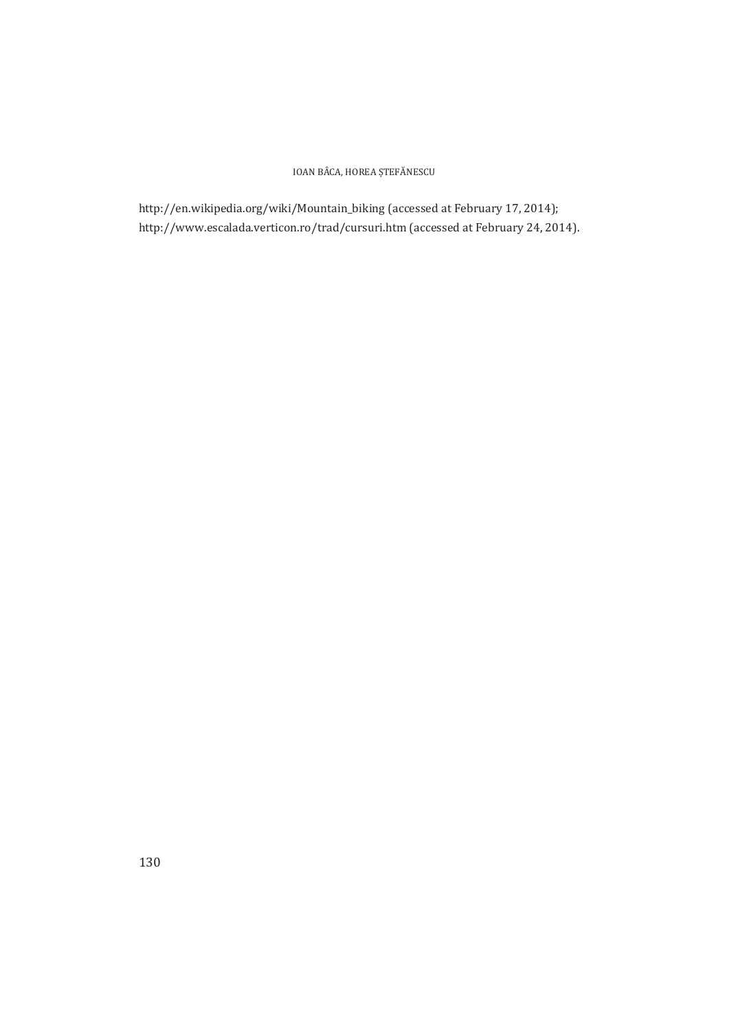http://en.wikipedia.org/wiki/Mountain_biking (accessed at February 17, 2014);
http://www.escalada.verticon.ro/trad/cursuri.htm (accessed at February 24, 2014).